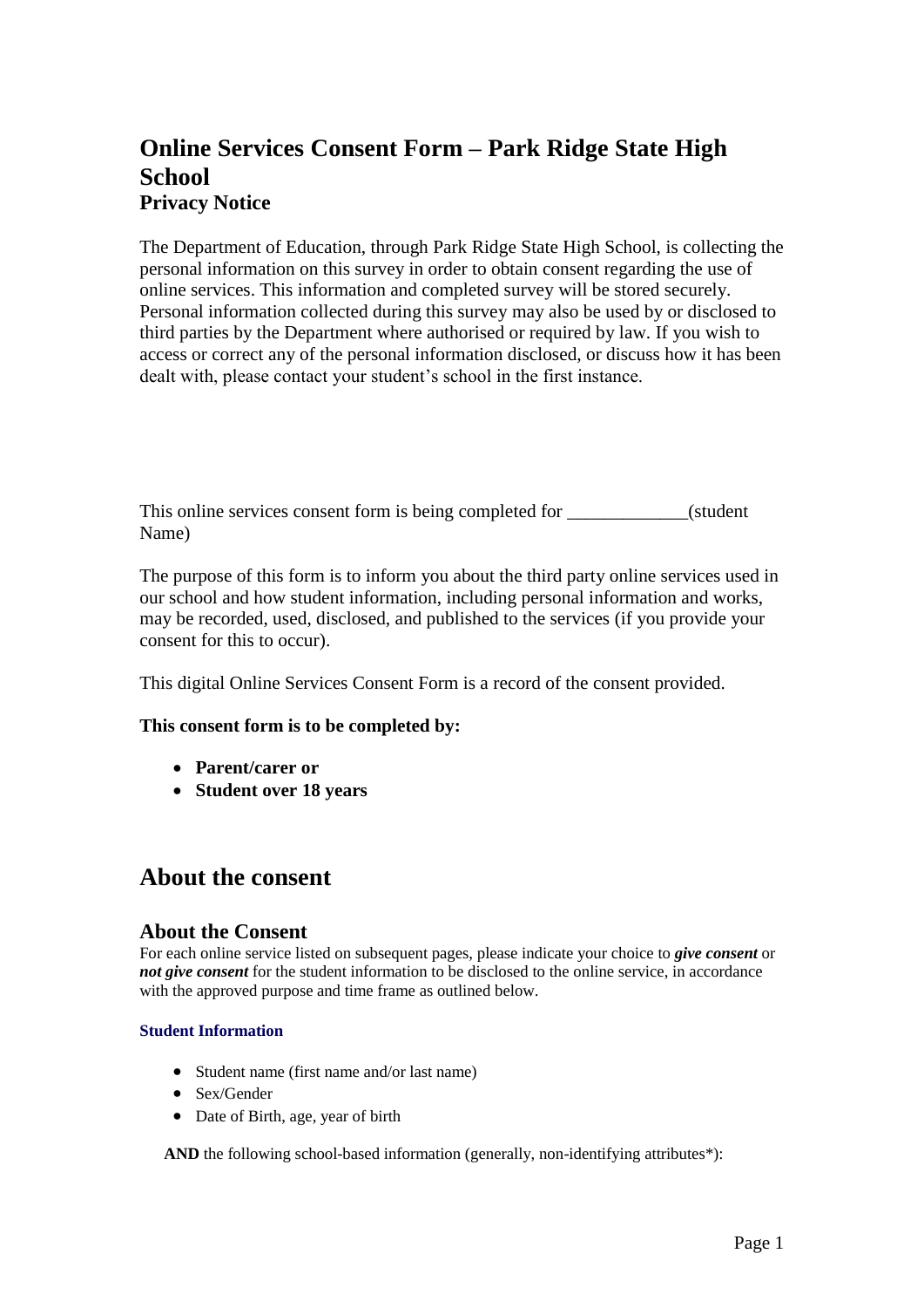# Online Services Consent Form – Park Ridge State High School

## Privacy Notice

The Department of Education, through Park Ridge State High School, is collecting the personal information on this survey in order to obtain consent regarding the use of online services. This information and completed survey will be stored securely. Personal information collected during this survey may also be used by or disclosed to third parties by the Department where authorised or required by law. If you wish to access or correct any of the personal information disclosed, or discuss how it has been dealt with, please contact your student's school in the first instance.

This online services consent form is being completed for _____________(student Name)

The purpose of this form is to inform you about the third party online services used in our school and how student information, including personal information and works, may be recorded, used, disclosed, and published to the services (if you provide your consent for this to occur).

This digital Online Services Consent Form is a record of the consent provided.

**This consent form is to be completed by:**

- **Parent/carer or**
- **Student over 18 years**

## About the consent

### About the Consent

For each online service listed on subsequent pages, please indicate your choice to ***give consent*** or ***not give consent*** for the student information to be disclosed to the online service, in accordance with the approved purpose and time frame as outlined below.

#### Student Information

- Student name (first name and/or last name)
- Sex/Gender
- Date of Birth, age, year of birth

**AND** the following school-based information (generally, non-identifying attributes*):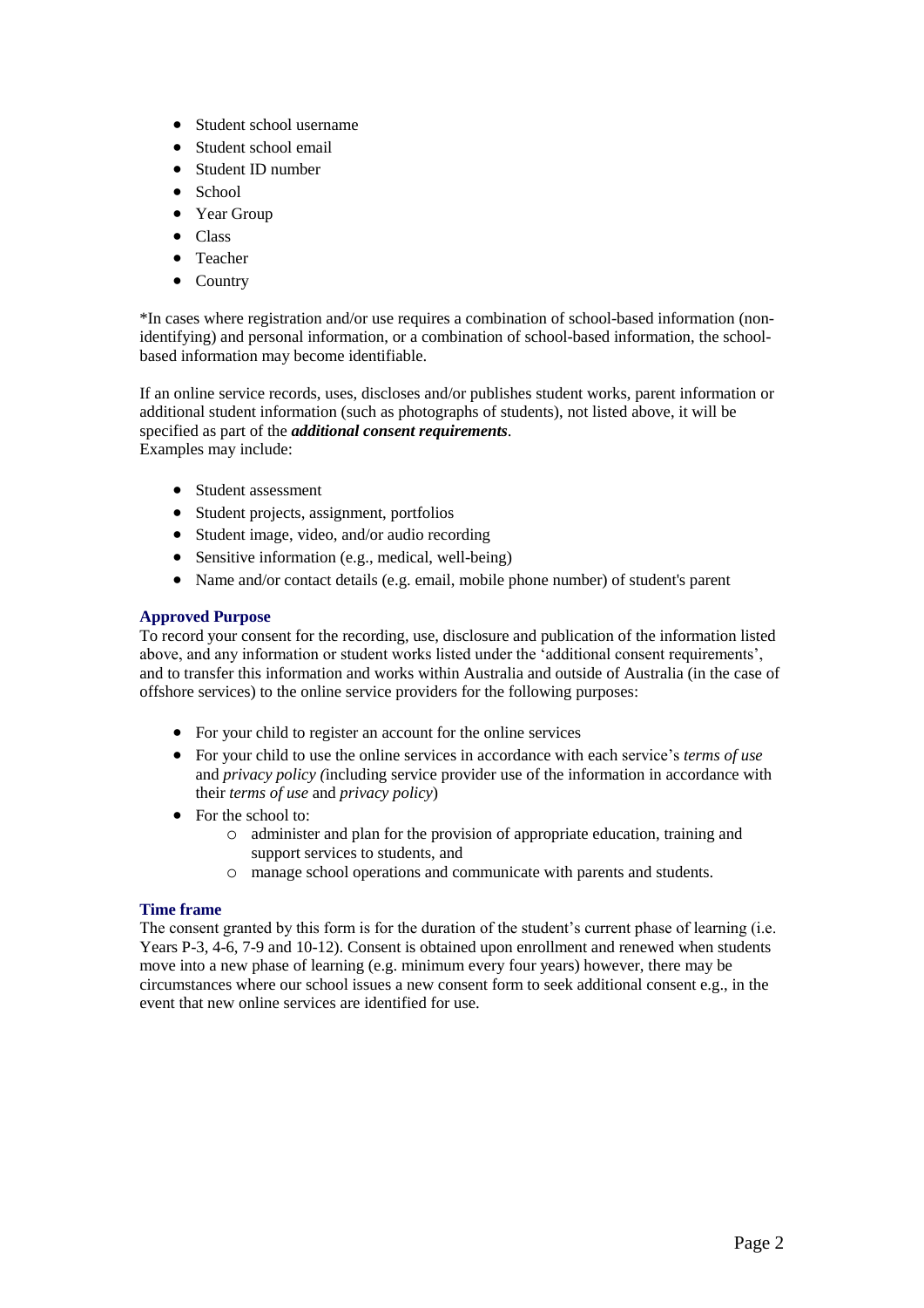- Student school username
- Student school email
- Student ID number
- School
- Year Group
- Class
- Teacher
- Country

*In cases where registration and/or use requires a combination of school-based information (non-identifying) and personal information, or a combination of school-based information, the school-based information may become identifiable.

If an online service records, uses, discloses and/or publishes student works, parent information or additional student information (such as photographs of students), not listed above, it will be specified as part of the ***additional consent requirements***.
Examples may include:

- Student assessment
- Student projects, assignment, portfolios
- Student image, video, and/or audio recording
- Sensitive information (e.g., medical, well-being)
- Name and/or contact details (e.g. email, mobile phone number) of student's parent

### Approved Purpose

To record your consent for the recording, use, disclosure and publication of the information listed above, and any information or student works listed under the 'additional consent requirements', and to transfer this information and works within Australia and outside of Australia (in the case of offshore services) to the online service providers for the following purposes:

- For your child to register an account for the online services
- For your child to use the online services in accordance with each service's *terms of use* and *privacy policy (*including service provider use of the information in accordance with their *terms of use* and *privacy policy*)
- For the school to:
  - administer and plan for the provision of appropriate education, training and support services to students, and
  - manage school operations and communicate with parents and students.

### Time frame

The consent granted by this form is for the duration of the student's current phase of learning (i.e. Years P-3, 4-6, 7-9 and 10-12). Consent is obtained upon enrollment and renewed when students move into a new phase of learning (e.g. minimum every four years) however, there may be circumstances where our school issues a new consent form to seek additional consent e.g., in the event that new online services are identified for use.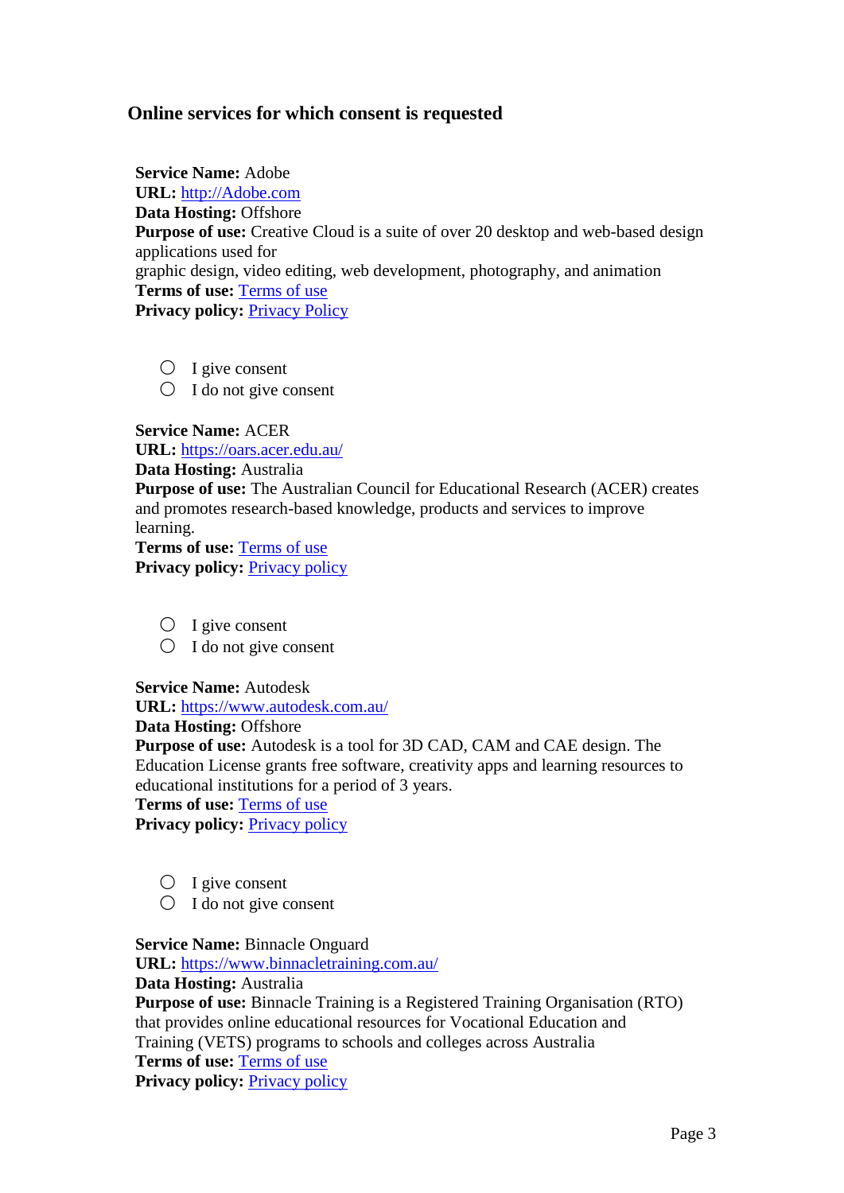### Online services for which consent is requested

**Service Name:** Adobe
**URL:** [http://Adobe.com](http://Adobe.com)
**Data Hosting:** Offshore
**Purpose of use:** Creative Cloud is a suite of over 20 desktop and web-based design applications used for
graphic design, video editing, web development, photography, and animation
**Terms of use:** Terms of use
**Privacy policy:** Privacy Policy

- ◯ I give consent
- ◯ I do not give consent

**Service Name:** ACER
**URL:** [https://oars.acer.edu.au/](https://oars.acer.edu.au/)
**Data Hosting:** Australia
**Purpose of use:** The Australian Council for Educational Research (ACER) creates and promotes research-based knowledge, products and services to improve learning.
**Terms of use:** Terms of use
**Privacy policy:** Privacy policy

- ◯ I give consent
- ◯ I do not give consent

**Service Name:** Autodesk
**URL:** [https://www.autodesk.com.au/](https://www.autodesk.com.au/)
**Data Hosting:** Offshore
**Purpose of use:** Autodesk is a tool for 3D CAD, CAM and CAE design. The Education License grants free software, creativity apps and learning resources to educational institutions for a period of 3 years.
**Terms of use:** Terms of use
**Privacy policy:** Privacy policy

- ◯ I give consent
- ◯ I do not give consent

**Service Name:** Binnacle Onguard
**URL:** [https://www.binnacletraining.com.au/](https://www.binnacletraining.com.au/)
**Data Hosting:** Australia
**Purpose of use:** Binnacle Training is a Registered Training Organisation (RTO) that provides online educational resources for Vocational Education and Training (VETS) programs to schools and colleges across Australia
**Terms of use:** Terms of use
**Privacy policy:** Privacy policy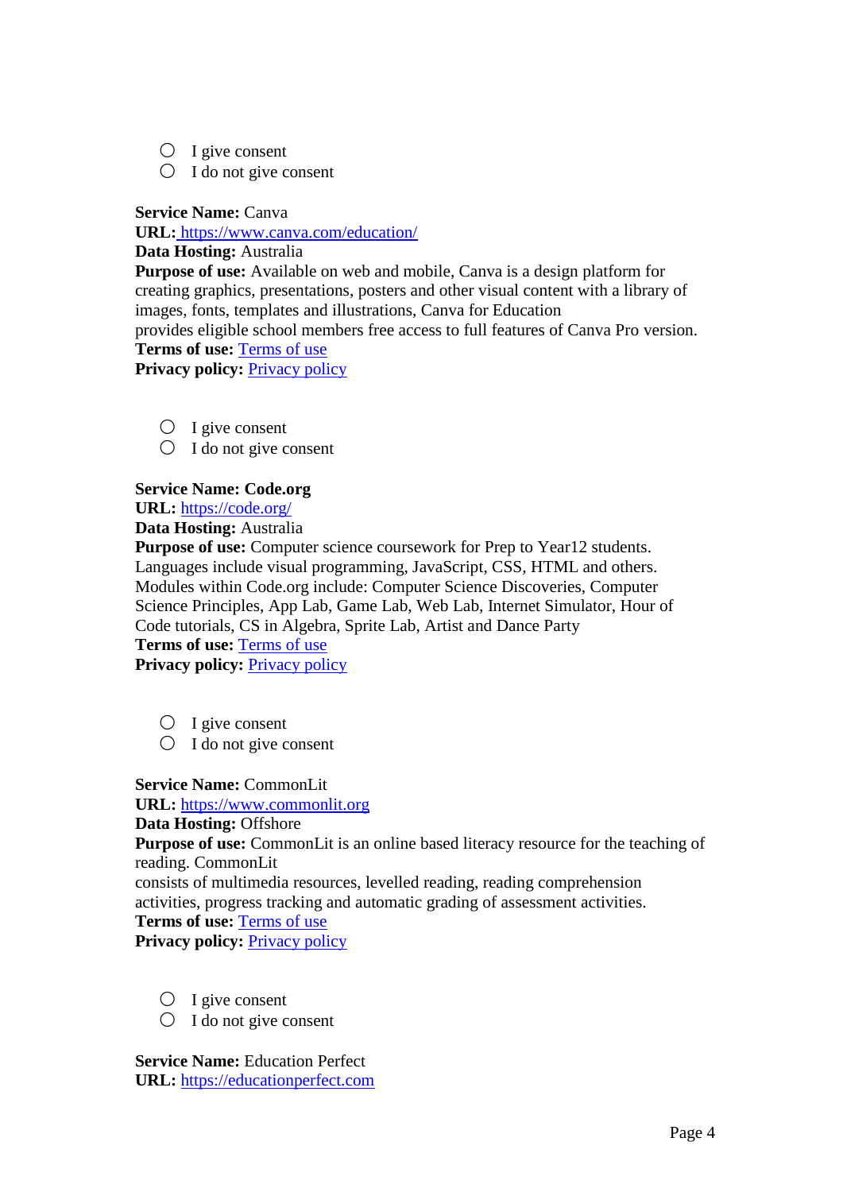- ◯ I give consent
- ◯ I do not give consent

**Service Name:** Canva
**URL:** [https://www.canva.com/education/](https://www.canva.com/education/)
**Data Hosting:** Australia
**Purpose of use:** Available on web and mobile, Canva is a design platform for creating graphics, presentations, posters and other visual content with a library of images, fonts, templates and illustrations, Canva for Education provides eligible school members free access to full features of Canva Pro version.
**Terms of use:** Terms of use
**Privacy policy:** Privacy policy

- ◯ I give consent
- ◯ I do not give consent

**Service Name: Code.org**
**URL:** [https://code.org/](https://code.org/)
**Data Hosting:** Australia
**Purpose of use:** Computer science coursework for Prep to Year12 students. Languages include visual programming, JavaScript, CSS, HTML and others. Modules within Code.org include: Computer Science Discoveries, Computer Science Principles, App Lab, Game Lab, Web Lab, Internet Simulator, Hour of Code tutorials, CS in Algebra, Sprite Lab, Artist and Dance Party
**Terms of use:** Terms of use
**Privacy policy:** Privacy policy

- ◯ I give consent
- ◯ I do not give consent

**Service Name:** CommonLit
**URL:** [https://www.commonlit.org](https://www.commonlit.org)
**Data Hosting:** Offshore
**Purpose of use:** CommonLit is an online based literacy resource for the teaching of reading. CommonLit consists of multimedia resources, levelled reading, reading comprehension activities, progress tracking and automatic grading of assessment activities.
**Terms of use:** Terms of use
**Privacy policy:** Privacy policy

- ◯ I give consent
- ◯ I do not give consent

**Service Name:** Education Perfect
**URL:** [https://educationperfect.com](https://educationperfect.com)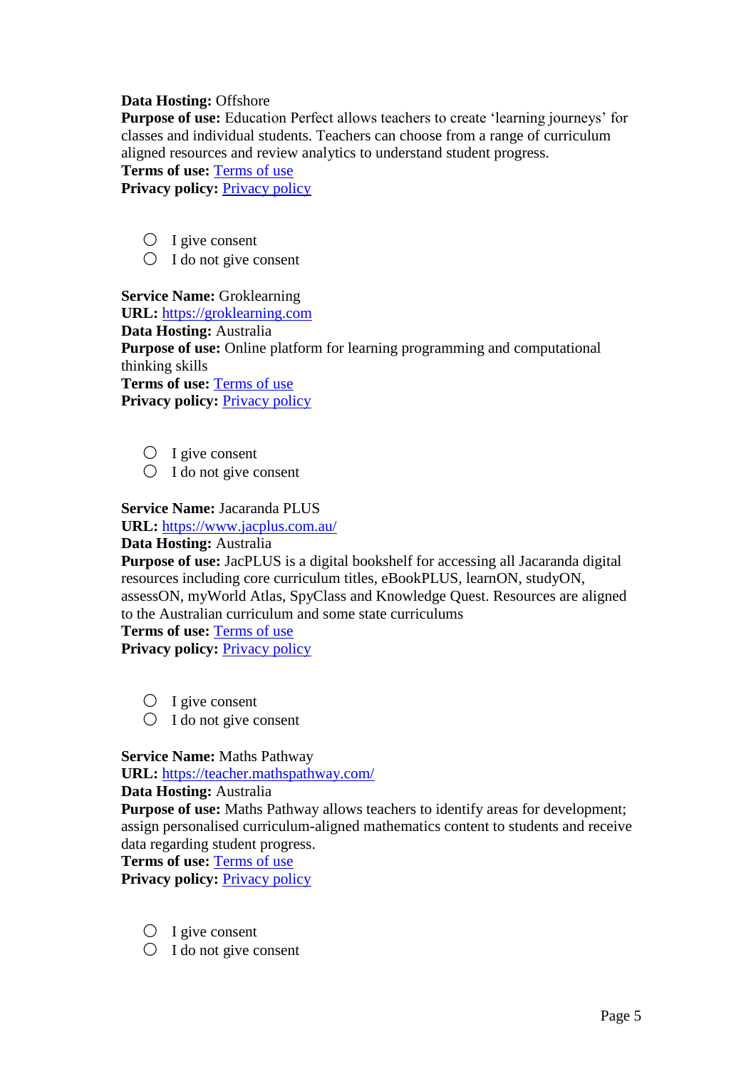**Data Hosting:** Offshore
**Purpose of use:** Education Perfect allows teachers to create 'learning journeys' for classes and individual students. Teachers can choose from a range of curriculum aligned resources and review analytics to understand student progress.
**Terms of use:** Terms of use
**Privacy policy:** Privacy policy

- ○ I give consent
- ○ I do not give consent

**Service Name:** Groklearning
**URL:** https://groklearning.com
**Data Hosting:** Australia
**Purpose of use:** Online platform for learning programming and computational thinking skills
**Terms of use:** Terms of use
**Privacy policy:** Privacy policy

- ○ I give consent
- ○ I do not give consent

**Service Name:** Jacaranda PLUS
**URL:** https://www.jacplus.com.au/
**Data Hosting:** Australia
**Purpose of use:** JacPLUS is a digital bookshelf for accessing all Jacaranda digital resources including core curriculum titles, eBookPLUS, learnON, studyON, assessON, myWorld Atlas, SpyClass and Knowledge Quest. Resources are aligned to the Australian curriculum and some state curriculums
**Terms of use:** Terms of use
**Privacy policy:** Privacy policy

- ○ I give consent
- ○ I do not give consent

**Service Name:** Maths Pathway
**URL:** https://teacher.mathspathway.com/
**Data Hosting:** Australia
**Purpose of use:** Maths Pathway allows teachers to identify areas for development; assign personalised curriculum-aligned mathematics content to students and receive data regarding student progress.
**Terms of use:** Terms of use
**Privacy policy:** Privacy policy

- ○ I give consent
- ○ I do not give consent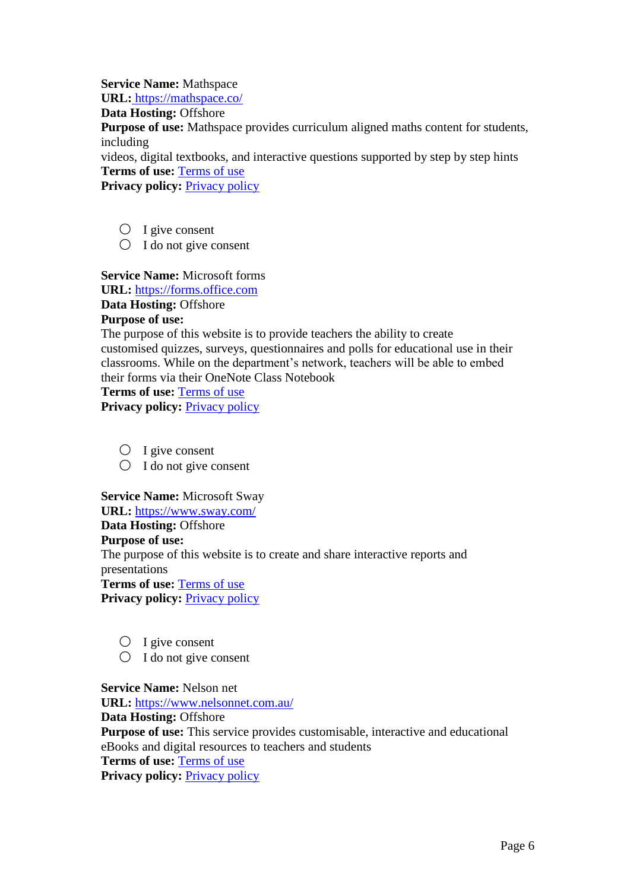**Service Name:** Mathspace
**URL:** https://mathspace.co/
**Data Hosting:** Offshore
**Purpose of use:** Mathspace provides curriculum aligned maths content for students, including
videos, digital textbooks, and interactive questions supported by step by step hints
**Terms of use:** Terms of use
**Privacy policy:** Privacy policy

- ◯ I give consent
- ◯ I do not give consent

**Service Name:** Microsoft forms
**URL:** https://forms.office.com
**Data Hosting:** Offshore
**Purpose of use:**
The purpose of this website is to provide teachers the ability to create customised quizzes, surveys, questionnaires and polls for educational use in their classrooms. While on the department's network, teachers will be able to embed their forms via their OneNote Class Notebook
**Terms of use:** Terms of use
**Privacy policy:** Privacy policy

- ◯ I give consent
- ◯ I do not give consent

**Service Name:** Microsoft Sway
**URL:** https://www.sway.com/
**Data Hosting:** Offshore
**Purpose of use:**
The purpose of this website is to create and share interactive reports and presentations
**Terms of use:** Terms of use
**Privacy policy:** Privacy policy

- ◯ I give consent
- ◯ I do not give consent

**Service Name:** Nelson net
**URL:** https://www.nelsonnet.com.au/
**Data Hosting:** Offshore
**Purpose of use:** This service provides customisable, interactive and educational eBooks and digital resources to teachers and students
**Terms of use:** Terms of use
**Privacy policy:** Privacy policy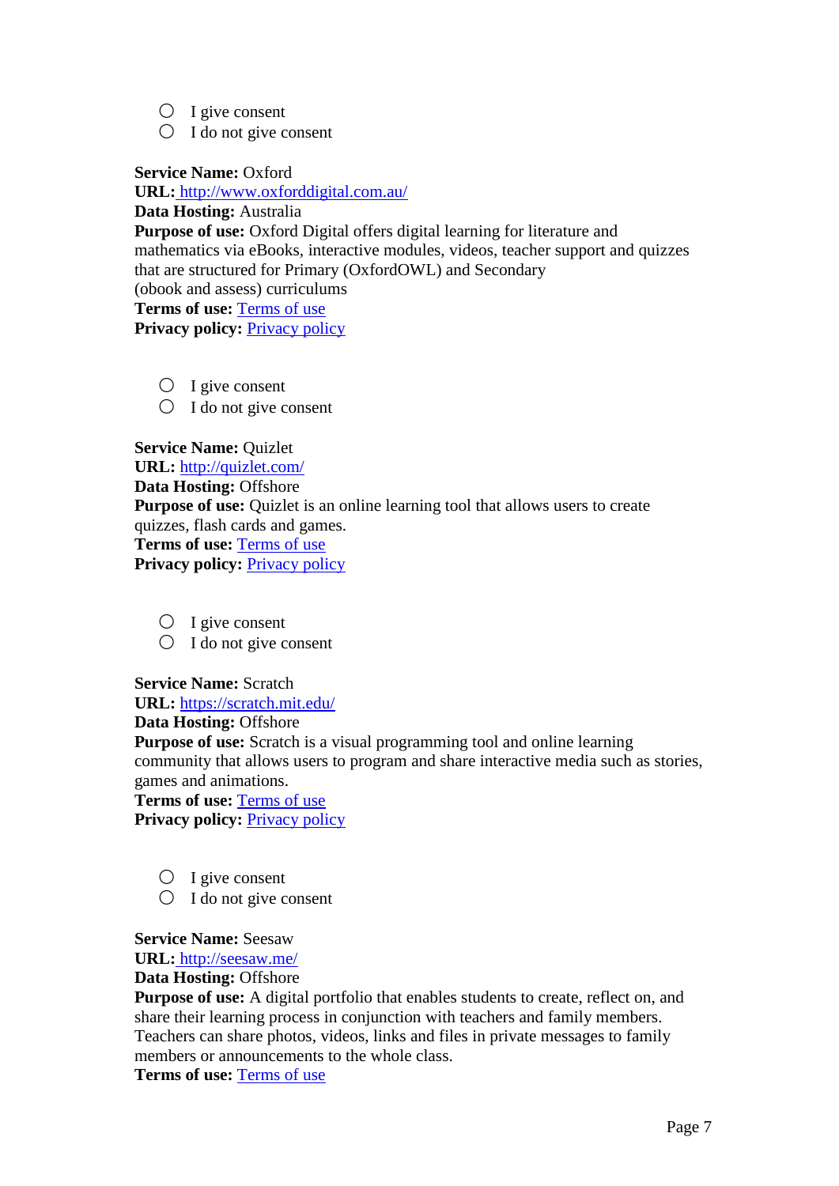- ○ I give consent
- ○ I do not give consent

**Service Name:** Oxford
**URL:** http://www.oxforddigital.com.au/
**Data Hosting:** Australia
**Purpose of use:** Oxford Digital offers digital learning for literature and mathematics via eBooks, interactive modules, videos, teacher support and quizzes that are structured for Primary (OxfordOWL) and Secondary (obook and assess) curriculums
**Terms of use:** Terms of use
**Privacy policy:** Privacy policy

- ○ I give consent
- ○ I do not give consent

**Service Name:** Quizlet
**URL:** http://quizlet.com/
**Data Hosting:** Offshore
**Purpose of use:** Quizlet is an online learning tool that allows users to create quizzes, flash cards and games.
**Terms of use:** Terms of use
**Privacy policy:** Privacy policy

- ○ I give consent
- ○ I do not give consent

**Service Name:** Scratch
**URL:** https://scratch.mit.edu/
**Data Hosting:** Offshore
**Purpose of use:** Scratch is a visual programming tool and online learning community that allows users to program and share interactive media such as stories, games and animations.
**Terms of use:** Terms of use
**Privacy policy:** Privacy policy

- ○ I give consent
- ○ I do not give consent

**Service Name:** Seesaw
**URL:** http://seesaw.me/
**Data Hosting:** Offshore
**Purpose of use:** A digital portfolio that enables students to create, reflect on, and share their learning process in conjunction with teachers and family members. Teachers can share photos, videos, links and files in private messages to family members or announcements to the whole class.
**Terms of use:** Terms of use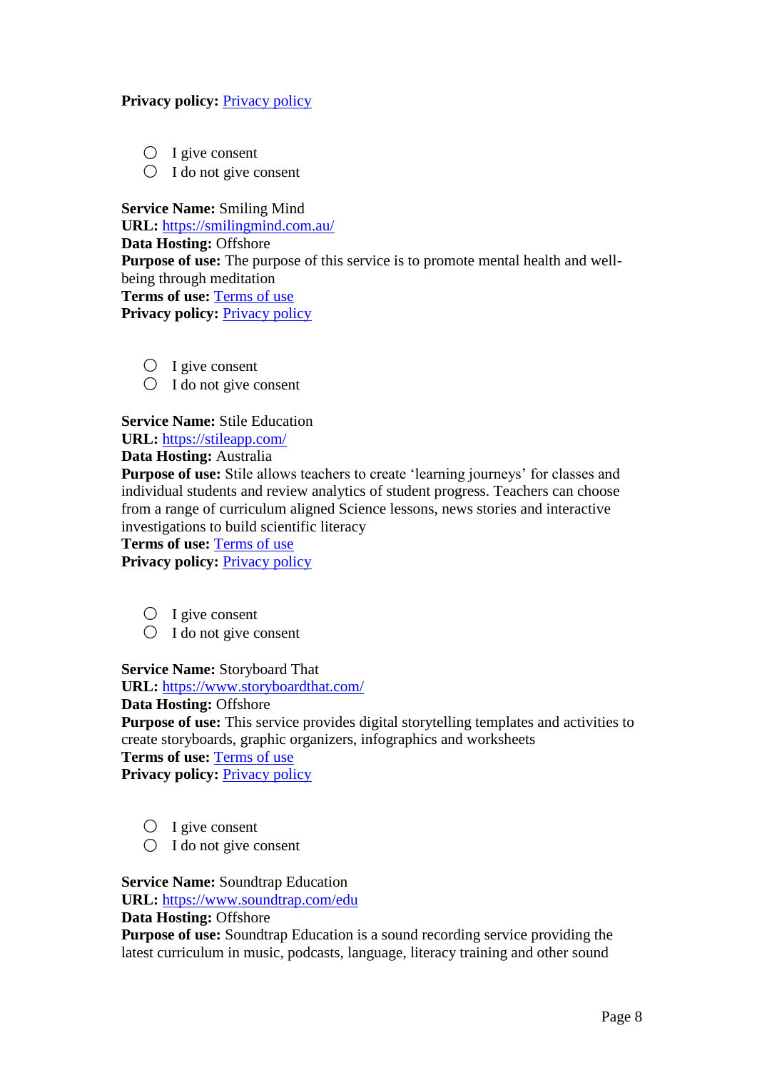**Privacy policy:** Privacy policy

- ○ I give consent
- ○ I do not give consent

**Service Name:** Smiling Mind
**URL:** https://smilingmind.com.au/
**Data Hosting:** Offshore
**Purpose of use:** The purpose of this service is to promote mental health and well-being through meditation
**Terms of use:** Terms of use
**Privacy policy:** Privacy policy

- ○ I give consent
- ○ I do not give consent

**Service Name:** Stile Education
**URL:** https://stileapp.com/
**Data Hosting:** Australia
**Purpose of use:** Stile allows teachers to create 'learning journeys' for classes and individual students and review analytics of student progress. Teachers can choose from a range of curriculum aligned Science lessons, news stories and interactive investigations to build scientific literacy
**Terms of use:** Terms of use
**Privacy policy:** Privacy policy

- ○ I give consent
- ○ I do not give consent

**Service Name:** Storyboard That
**URL:** https://www.storyboardthat.com/
**Data Hosting:** Offshore
**Purpose of use:** This service provides digital storytelling templates and activities to create storyboards, graphic organizers, infographics and worksheets
**Terms of use:** Terms of use
**Privacy policy:** Privacy policy

- ○ I give consent
- ○ I do not give consent

**Service Name:** Soundtrap Education
**URL:** https://www.soundtrap.com/edu
**Data Hosting:** Offshore
**Purpose of use:** Soundtrap Education is a sound recording service providing the latest curriculum in music, podcasts, language, literacy training and other sound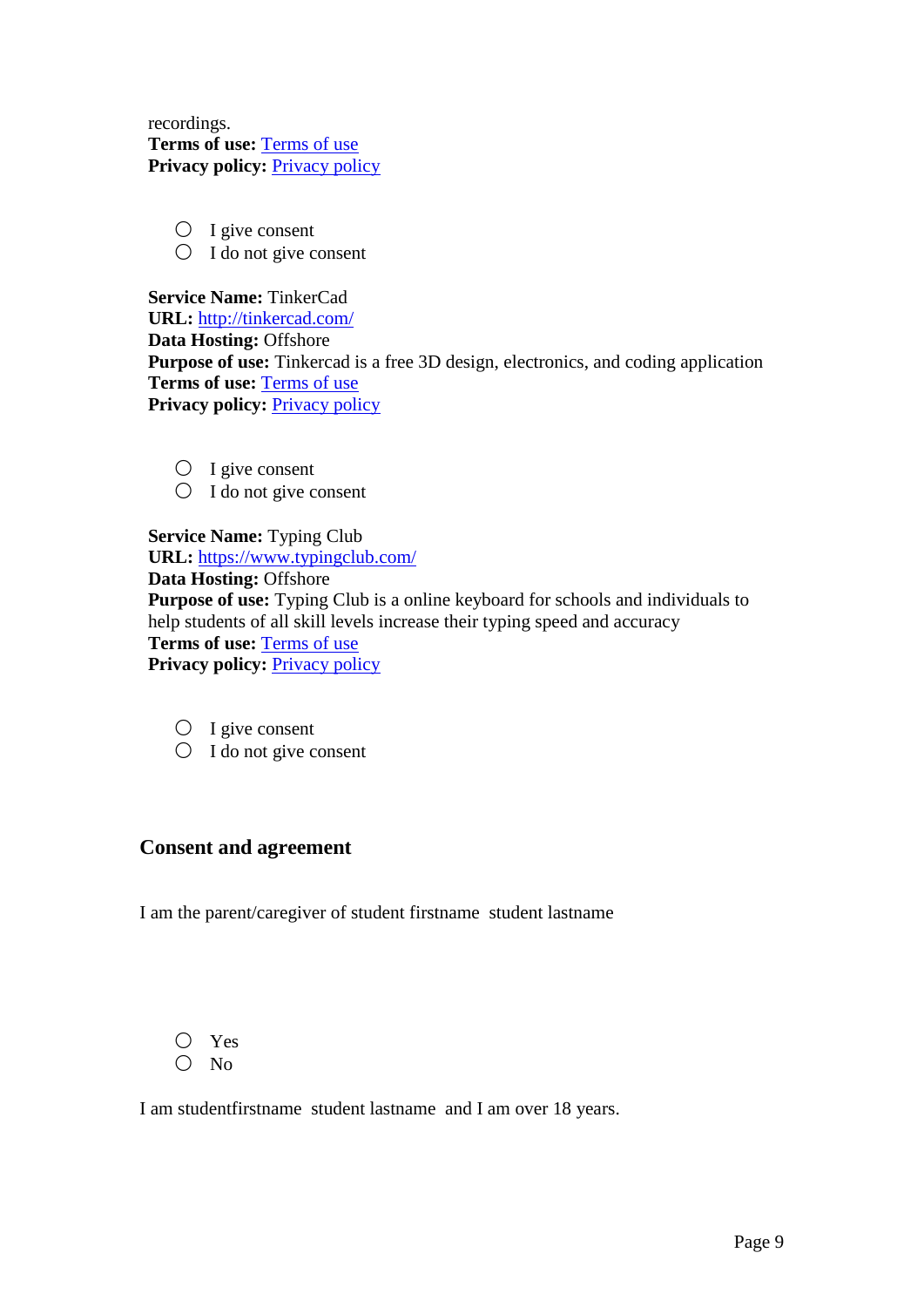recordings.
**Terms of use:** [Terms of use]
**Privacy policy:** [Privacy policy]

- ○ I give consent
- ○ I do not give consent

**Service Name:** TinkerCad
**URL:** http://tinkercad.com/
**Data Hosting:** Offshore
**Purpose of use:** Tinkercad is a free 3D design, electronics, and coding application
**Terms of use:** [Terms of use]
**Privacy policy:** [Privacy policy]

- ○ I give consent
- ○ I do not give consent

**Service Name:** Typing Club
**URL:** https://www.typingclub.com/
**Data Hosting:** Offshore
**Purpose of use:** Typing Club is a online keyboard for schools and individuals to help students of all skill levels increase their typing speed and accuracy
**Terms of use:** [Terms of use]
**Privacy policy:** [Privacy policy]

- ○ I give consent
- ○ I do not give consent

## Consent and agreement

I am the parent/caregiver of student firstname  student lastname

- ○ Yes
- ○ No

I am studentfirstname  student lastname  and I am over 18 years.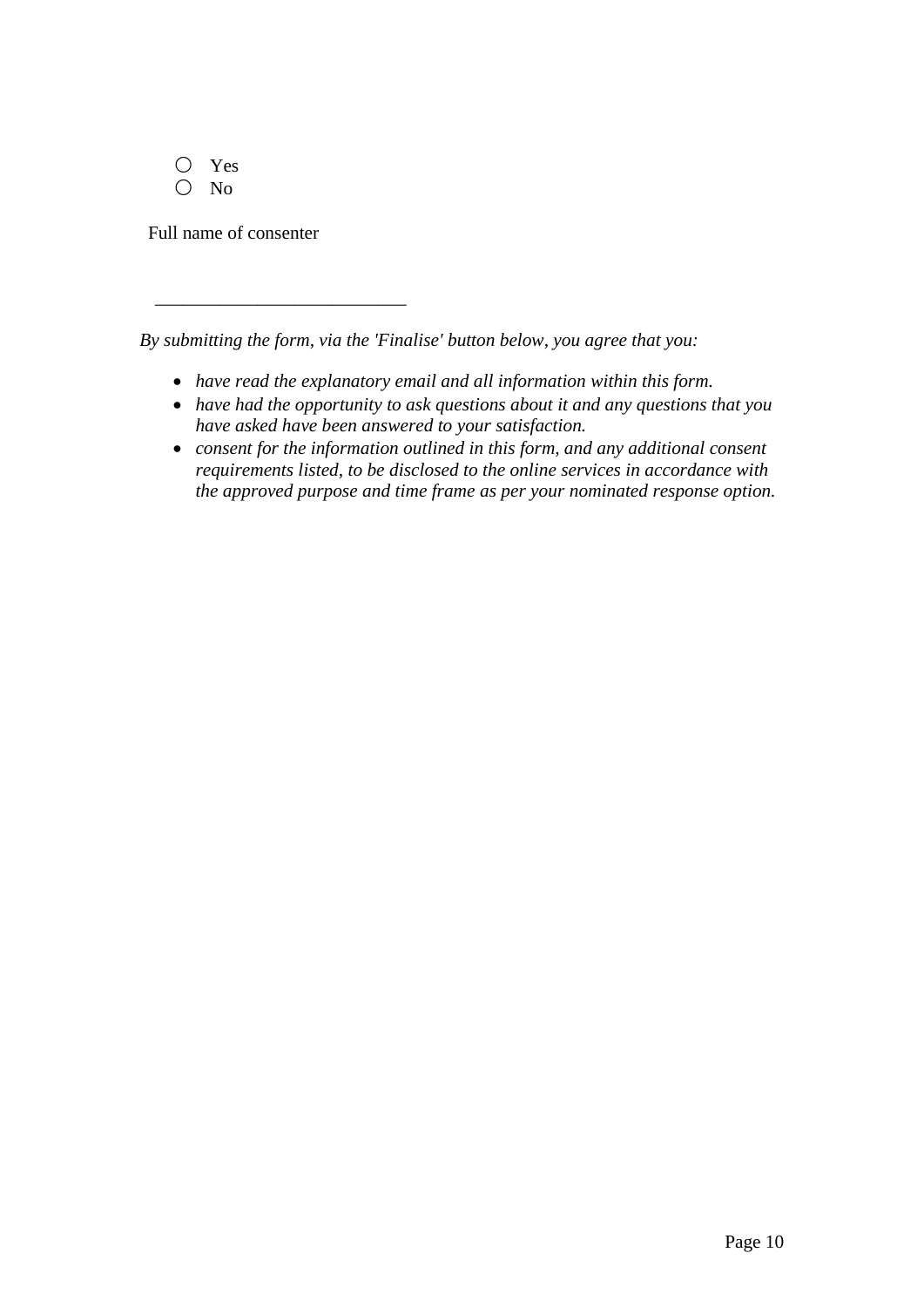- ○ Yes
- ○ No

Full name of consenter

___________________________

*By submitting the form, via the 'Finalise' button below, you agree that you:*

- *have read the explanatory email and all information within this form.*
- *have had the opportunity to ask questions about it and any questions that you have asked have been answered to your satisfaction.*
- *consent for the information outlined in this form, and any additional consent requirements listed, to be disclosed to the online services in accordance with the approved purpose and time frame as per your nominated response option.*